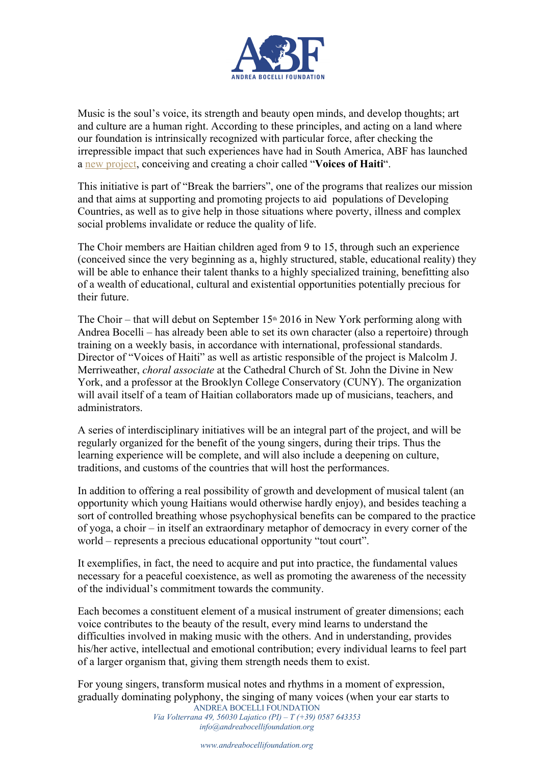Music is the soul's voice, its strength and beauty open minds, and develop thoughts; art and culture are a human right. According to these principles, and acting on a land where our foundation is intrinsically recognized with particular force, after checking the irrepressible impact that such experiences have had in South America, ABF has launched a new project, conceiving and creating a choir called "**Voices of Haiti**".

This initiative is part of "Break the barriers", one of the programs that realizes our mission and that aims at supporting and promoting projects to aid populations of Developing Countries, as well as to give help in those situations where poverty, illness and complex social problems invalidate or reduce the quality of life.

The Choir members are Haitian children aged from 9 to 15, through such an experience (conceived since the very beginning as a, highly structured, stable, educational reality) they will be able to enhance their talent thanks to a highly specialized training, benefitting also of a wealth of educational, cultural and existential opportunities potentially precious for their future.

The Choir – that will debut on September 15th 2016 in New York performing along with Andrea Bocelli – has already been able to set its own character (also a repertoire) through training on a weekly basis, in accordance with international, professional standards. Director of "Voices of Haiti" as well as artistic responsible of the project is Malcolm J. Merriweather, *choral associate* at the Cathedral Church of St. John the Divine in New York, and a professor at the Brooklyn College Conservatory (CUNY). The organization will avail itself of a team of Haitian collaborators made up of musicians, teachers, and administrators.

A series of interdisciplinary initiatives will be an integral part of the project, and will be regularly organized for the benefit of the young singers, during their trips. Thus the learning experience will be complete, and will also include a deepening on culture, traditions, and customs of the countries that will host the performances.

In addition to offering a real possibility of growth and development of musical talent (an opportunity which young Haitians would otherwise hardly enjoy), and besides teaching a sort of controlled breathing whose psychophysical benefits can be compared to the practice of yoga, a choir – in itself an extraordinary metaphor of democracy in every corner of the world – represents a precious educational opportunity "tout court".

It exemplifies, in fact, the need to acquire and put into practice, the fundamental values necessary for a peaceful coexistence, as well as promoting the awareness of the necessity of the individual's commitment towards the community.

Each becomes a constituent element of a musical instrument of greater dimensions; each voice contributes to the beauty of the result, every mind learns to understand the difficulties involved in making music with the others. And in understanding, provides his/her active, intellectual and emotional contribution; every individual learns to feel part of a larger organism that, giving them strength needs them to exist.

For young singers, transform musical notes and rhythms in a moment of expression, gradually dominating polyphony, the singing of many voices (when your ear starts to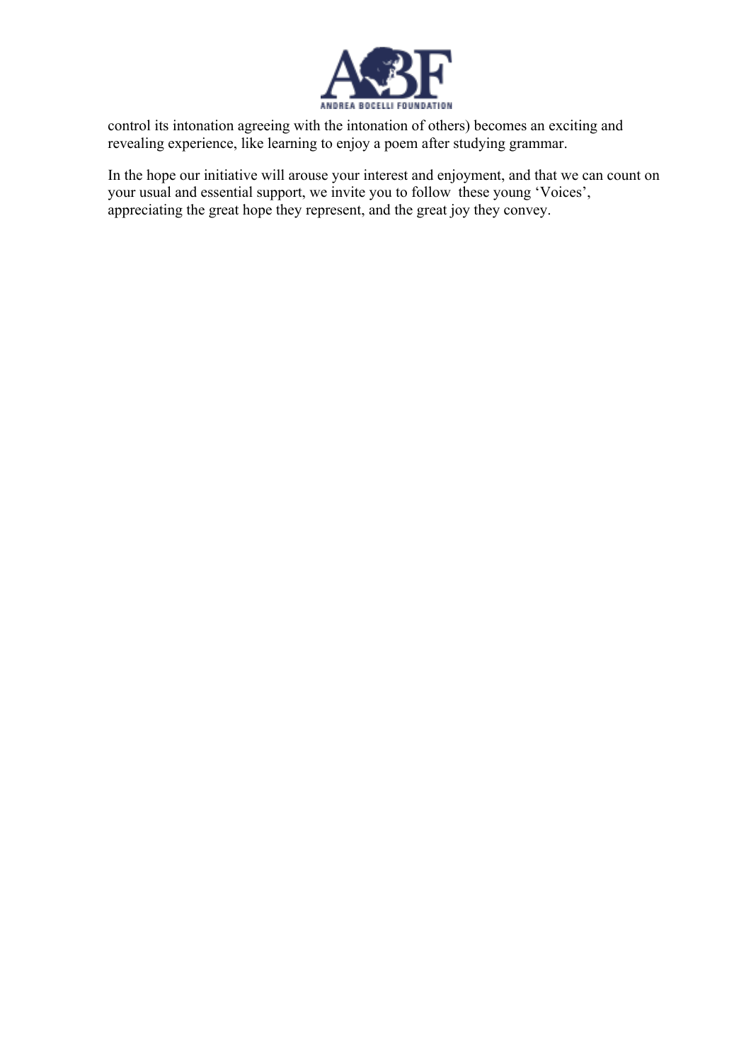control its intonation agreeing with the intonation of others) becomes an exciting and revealing experience, like learning to enjoy a poem after studying grammar.

In the hope our initiative will arouse your interest and enjoyment, and that we can count on your usual and essential support, we invite you to follow these young 'Voices', appreciating the great hope they represent, and the great joy they convey.